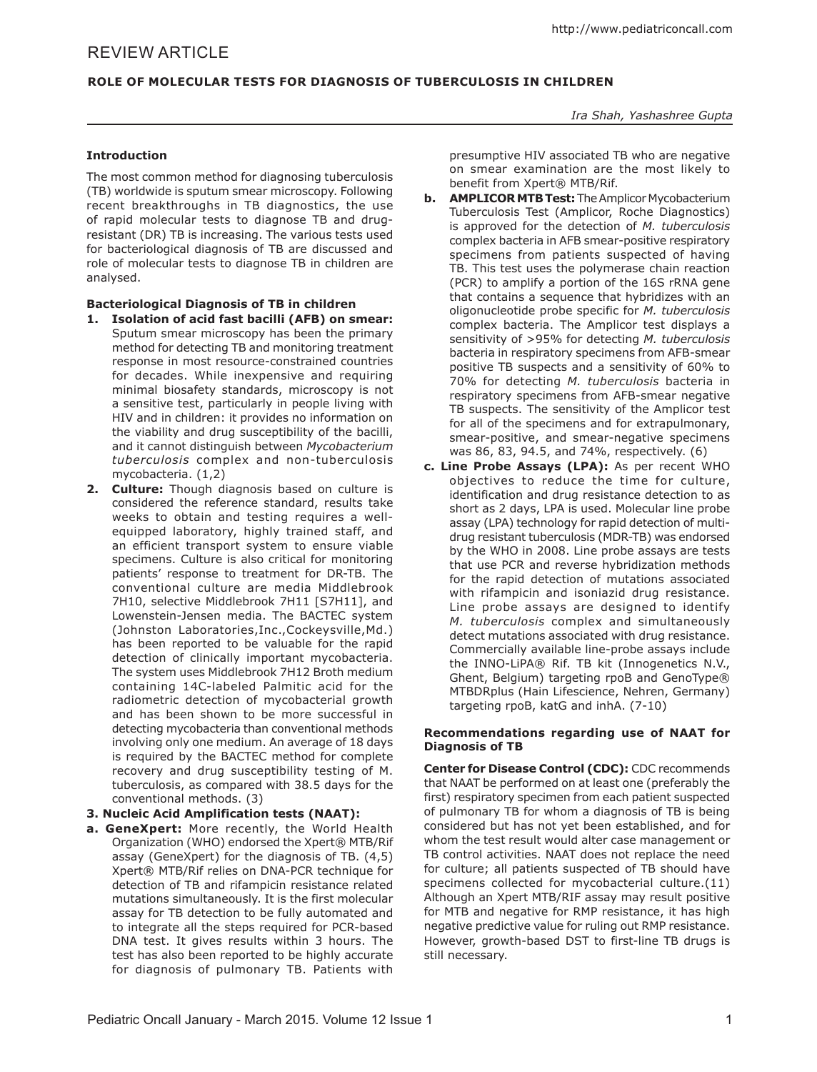REVIEW ARTICLE

# ROLE OF MOLECULAR TESTS FOR DIAGNOSIS OF TUBERCULOSIS IN CHILDREN

*Ira Shah, Yashashree Gupta*

## Introduction

The most common method for diagnosing tuberculosis (TB) worldwide is sputum smear microscopy. Following recent breakthroughs in TB diagnostics, the use of rapid molecular tests to diagnose TB and drug-resistant (DR) TB is increasing. The various tests used for bacteriological diagnosis of TB are discussed and role of molecular tests to diagnose TB in children are analysed.

## Bacteriological Diagnosis of TB in children

1. **Isolation of acid fast bacilli (AFB) on smear:** Sputum smear microscopy has been the primary method for detecting TB and monitoring treatment response in most resource-constrained countries for decades. While inexpensive and requiring minimal biosafety standards, microscopy is not a sensitive test, particularly in people living with HIV and in children: it provides no information on the viability and drug susceptibility of the bacilli, and it cannot distinguish between *Mycobacterium tuberculosis* complex and non-tuberculosis mycobacteria. (1,2)
2. **Culture:** Though diagnosis based on culture is considered the reference standard, results take weeks to obtain and testing requires a well-equipped laboratory, highly trained staff, and an efficient transport system to ensure viable specimens. Culture is also critical for monitoring patients' response to treatment for DR-TB. The conventional culture are media Middlebrook 7H10, selective Middlebrook 7H11 [S7H11], and Lowenstein-Jensen media. The BACTEC system (Johnston Laboratories,Inc.,Cockeysville,Md.) has been reported to be valuable for the rapid detection of clinically important mycobacteria. The system uses Middlebrook 7H12 Broth medium containing 14C-labeled Palmitic acid for the radiometric detection of mycobacterial growth and has been shown to be more successful in detecting mycobacteria than conventional methods involving only one medium. An average of 18 days is required by the BACTEC method for complete recovery and drug susceptibility testing of M. tuberculosis, as compared with 38.5 days for the conventional methods. (3)

**3. Nucleic Acid Amplification tests (NAAT):**

**a. GeneXpert:** More recently, the World Health Organization (WHO) endorsed the Xpert® MTB/Rif assay (GeneXpert) for the diagnosis of TB. (4,5) Xpert® MTB/Rif relies on DNA-PCR technique for detection of TB and rifampicin resistance related mutations simultaneously. It is the first molecular assay for TB detection to be fully automated and to integrate all the steps required for PCR-based DNA test. It gives results within 3 hours. The test has also been reported to be highly accurate for diagnosis of pulmonary TB. Patients with presumptive HIV associated TB who are negative on smear examination are the most likely to benefit from Xpert® MTB/Rif.

**b. AMPLICOR MTB Test:** The Amplicor Mycobacterium Tuberculosis Test (Amplicor, Roche Diagnostics) is approved for the detection of *M. tuberculosis* complex bacteria in AFB smear-positive respiratory specimens from patients suspected of having TB. This test uses the polymerase chain reaction (PCR) to amplify a portion of the 16S rRNA gene that contains a sequence that hybridizes with an oligonucleotide probe specific for *M. tuberculosis* complex bacteria. The Amplicor test displays a sensitivity of >95% for detecting *M. tuberculosis* bacteria in respiratory specimens from AFB-smear positive TB suspects and a sensitivity of 60% to 70% for detecting *M. tuberculosis* bacteria in respiratory specimens from AFB-smear negative TB suspects. The sensitivity of the Amplicor test for all of the specimens and for extrapulmonary, smear-positive, and smear-negative specimens was 86, 83, 94.5, and 74%, respectively. (6)

**c. Line Probe Assays (LPA):** As per recent WHO objectives to reduce the time for culture, identification and drug resistance detection to as short as 2 days, LPA is used. Molecular line probe assay (LPA) technology for rapid detection of multi-drug resistant tuberculosis (MDR-TB) was endorsed by the WHO in 2008. Line probe assays are tests that use PCR and reverse hybridization methods for the rapid detection of mutations associated with rifampicin and isoniazid drug resistance. Line probe assays are designed to identify *M. tuberculosis* complex and simultaneously detect mutations associated with drug resistance. Commercially available line-probe assays include the INNO-LiPA® Rif. TB kit (Innogenetics N.V., Ghent, Belgium) targeting rpoB and GenoType® MTBDRplus (Hain Lifescience, Nehren, Germany) targeting rpoB, katG and inhA. (7-10)

## Recommendations regarding use of NAAT for Diagnosis of TB

**Center for Disease Control (CDC):** CDC recommends that NAAT be performed on at least one (preferably the first) respiratory specimen from each patient suspected of pulmonary TB for whom a diagnosis of TB is being considered but has not yet been established, and for whom the test result would alter case management or TB control activities. NAAT does not replace the need for culture; all patients suspected of TB should have specimens collected for mycobacterial culture.(11) Although an Xpert MTB/RIF assay may result positive for MTB and negative for RMP resistance, it has high negative predictive value for ruling out RMP resistance. However, growth-based DST to first-line TB drugs is still necessary.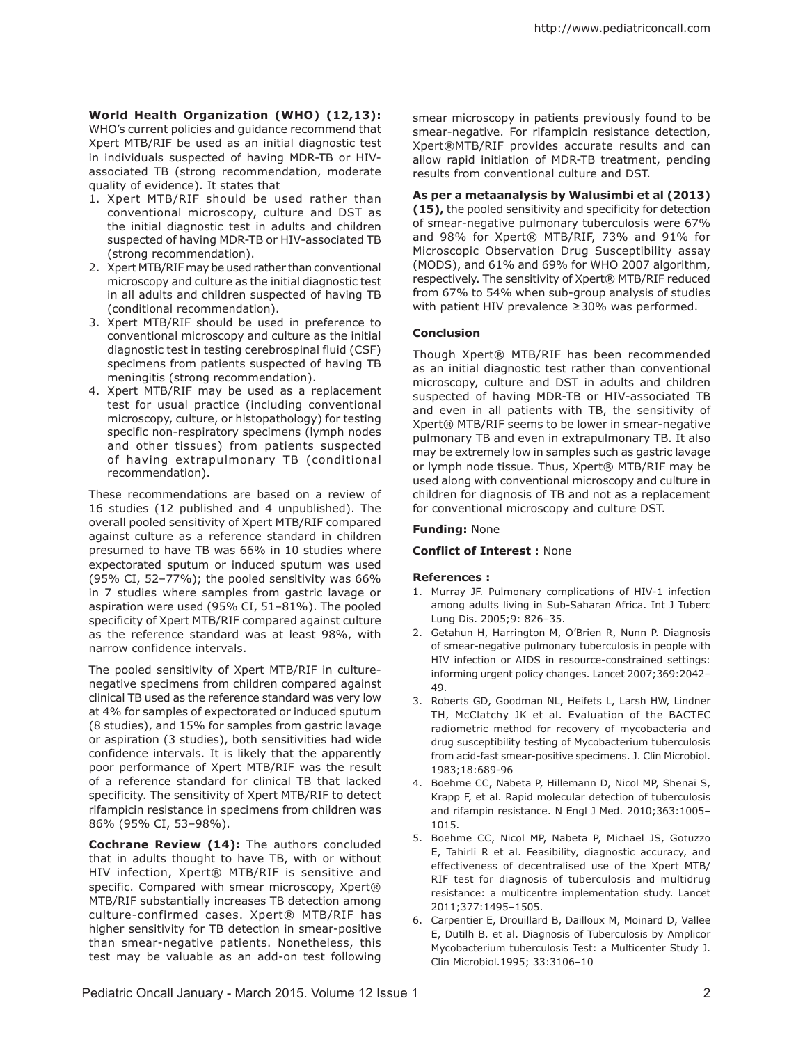**World Health Organization (WHO) (12,13):** WHO's current policies and guidance recommend that Xpert MTB/RIF be used as an initial diagnostic test in individuals suspected of having MDR-TB or HIV-associated TB (strong recommendation, moderate quality of evidence). It states that

1. Xpert MTB/RIF should be used rather than conventional microscopy, culture and DST as the initial diagnostic test in adults and children suspected of having MDR-TB or HIV-associated TB (strong recommendation).
2. Xpert MTB/RIF may be used rather than conventional microscopy and culture as the initial diagnostic test in all adults and children suspected of having TB (conditional recommendation).
3. Xpert MTB/RIF should be used in preference to conventional microscopy and culture as the initial diagnostic test in testing cerebrospinal fluid (CSF) specimens from patients suspected of having TB meningitis (strong recommendation).
4. Xpert MTB/RIF may be used as a replacement test for usual practice (including conventional microscopy, culture, or histopathology) for testing specific non-respiratory specimens (lymph nodes and other tissues) from patients suspected of having extrapulmonary TB (conditional recommendation).

These recommendations are based on a review of 16 studies (12 published and 4 unpublished). The overall pooled sensitivity of Xpert MTB/RIF compared against culture as a reference standard in children presumed to have TB was 66% in 10 studies where expectorated sputum or induced sputum was used (95% CI, 52–77%); the pooled sensitivity was 66% in 7 studies where samples from gastric lavage or aspiration were used (95% CI, 51–81%). The pooled specificity of Xpert MTB/RIF compared against culture as the reference standard was at least 98%, with narrow confidence intervals.

The pooled sensitivity of Xpert MTB/RIF in culture-negative specimens from children compared against clinical TB used as the reference standard was very low at 4% for samples of expectorated or induced sputum (8 studies), and 15% for samples from gastric lavage or aspiration (3 studies), both sensitivities had wide confidence intervals. It is likely that the apparently poor performance of Xpert MTB/RIF was the result of a reference standard for clinical TB that lacked specificity. The sensitivity of Xpert MTB/RIF to detect rifampicin resistance in specimens from children was 86% (95% CI, 53–98%).

**Cochrane Review (14):** The authors concluded that in adults thought to have TB, with or without HIV infection, Xpert® MTB/RIF is sensitive and specific. Compared with smear microscopy, Xpert® MTB/RIF substantially increases TB detection among culture-confirmed cases. Xpert® MTB/RIF has higher sensitivity for TB detection in smear-positive than smear-negative patients. Nonetheless, this test may be valuable as an add-on test following smear microscopy in patients previously found to be smear-negative. For rifampicin resistance detection, Xpert®MTB/RIF provides accurate results and can allow rapid initiation of MDR-TB treatment, pending results from conventional culture and DST.

**As per a metaanalysis by Walusimbi et al (2013) (15),** the pooled sensitivity and specificity for detection of smear-negative pulmonary tuberculosis were 67% and 98% for Xpert® MTB/RIF, 73% and 91% for Microscopic Observation Drug Susceptibility assay (MODS), and 61% and 69% for WHO 2007 algorithm, respectively. The sensitivity of Xpert® MTB/RIF reduced from 67% to 54% when sub-group analysis of studies with patient HIV prevalence ≥30% was performed.

**Conclusion**

Though Xpert® MTB/RIF has been recommended as an initial diagnostic test rather than conventional microscopy, culture and DST in adults and children suspected of having MDR-TB or HIV-associated TB and even in all patients with TB, the sensitivity of Xpert® MTB/RIF seems to be lower in smear-negative pulmonary TB and even in extrapulmonary TB. It also may be extremely low in samples such as gastric lavage or lymph node tissue. Thus, Xpert® MTB/RIF may be used along with conventional microscopy and culture in children for diagnosis of TB and not as a replacement for conventional microscopy and culture DST.

**Funding:** None

**Conflict of Interest :** None

**References :**

1. Murray JF. Pulmonary complications of HIV-1 infection among adults living in Sub-Saharan Africa. Int J Tuberc Lung Dis. 2005;9: 826–35.
2. Getahun H, Harrington M, O'Brien R, Nunn P. Diagnosis of smear-negative pulmonary tuberculosis in people with HIV infection or AIDS in resource-constrained settings: informing urgent policy changes. Lancet 2007;369:2042–49.
3. Roberts GD, Goodman NL, Heifets L, Larsh HW, Lindner TH, McClatchy JK et al. Evaluation of the BACTEC radiometric method for recovery of mycobacteria and drug susceptibility testing of Mycobacterium tuberculosis from acid-fast smear-positive specimens. J. Clin Microbiol. 1983;18:689-96
4. Boehme CC, Nabeta P, Hillemann D, Nicol MP, Shenai S, Krapp F, et al. Rapid molecular detection of tuberculosis and rifampin resistance. N Engl J Med. 2010;363:1005–1015.
5. Boehme CC, Nicol MP, Nabeta P, Michael JS, Gotuzzo E, Tahirli R et al. Feasibility, diagnostic accuracy, and effectiveness of decentralised use of the Xpert MTB/RIF test for diagnosis of tuberculosis and multidrug resistance: a multicentre implementation study. Lancet 2011;377:1495–1505.
6. Carpentier E, Drouillard B, Dailloux M, Moinard D, Vallee E, Dutilh B. et al. Diagnosis of Tuberculosis by Amplicor Mycobacterium tuberculosis Test: a Multicenter Study J. Clin Microbiol.1995; 33:3106–10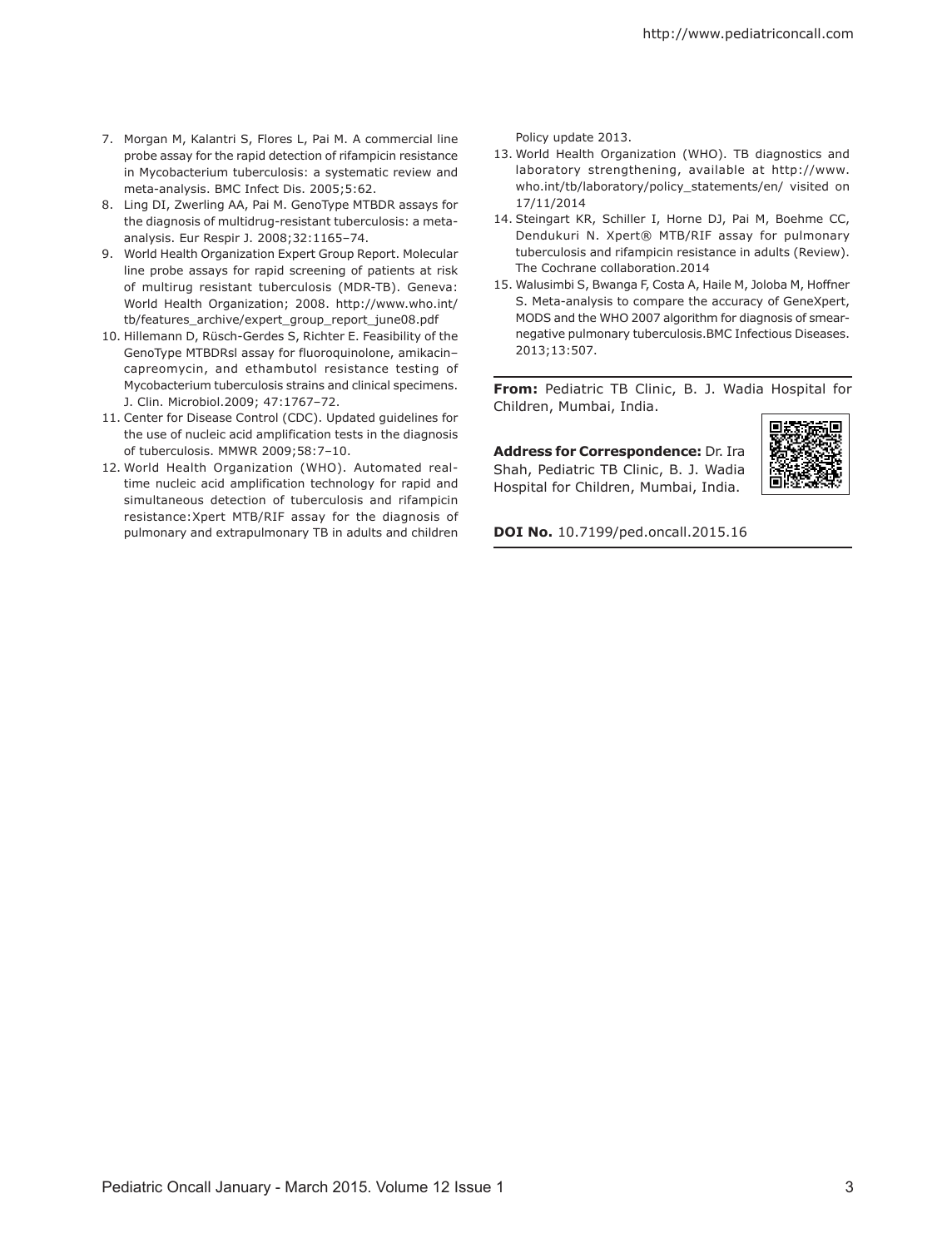7. Morgan M, Kalantri S, Flores L, Pai M. A commercial line probe assay for the rapid detection of rifampicin resistance in Mycobacterium tuberculosis: a systematic review and meta-analysis. BMC Infect Dis. 2005;5:62.
8. Ling DI, Zwerling AA, Pai M. GenoType MTBDR assays for the diagnosis of multidrug-resistant tuberculosis: a meta-analysis. Eur Respir J. 2008;32:1165–74.
9. World Health Organization Expert Group Report. Molecular line probe assays for rapid screening of patients at risk of multirug resistant tuberculosis (MDR-TB). Geneva: World Health Organization; 2008. http://www.who.int/tb/features_archive/expert_group_report_june08.pdf
10. Hillemann D, Rüsch-Gerdes S, Richter E. Feasibility of the GenoType MTBDRsl assay for fluoroquinolone, amikacin–capreomycin, and ethambutol resistance testing of Mycobacterium tuberculosis strains and clinical specimens. J. Clin. Microbiol.2009; 47:1767–72.
11. Center for Disease Control (CDC). Updated guidelines for the use of nucleic acid amplification tests in the diagnosis of tuberculosis. MMWR 2009;58:7–10.
12. World Health Organization (WHO). Automated real-time nucleic acid amplification technology for rapid and simultaneous detection of tuberculosis and rifampicin resistance:Xpert MTB/RIF assay for the diagnosis of pulmonary and extrapulmonary TB in adults and children Policy update 2013.
13. World Health Organization (WHO). TB diagnostics and laboratory strengthening, available at http://www.who.int/tb/laboratory/policy_statements/en/ visited on 17/11/2014
14. Steingart KR, Schiller I, Horne DJ, Pai M, Boehme CC, Dendukuri N. Xpert® MTB/RIF assay for pulmonary tuberculosis and rifampicin resistance in adults (Review). The Cochrane collaboration.2014
15. Walusimbi S, Bwanga F, Costa A, Haile M, Joloba M, Hoffner S. Meta-analysis to compare the accuracy of GeneXpert, MODS and the WHO 2007 algorithm for diagnosis of smear-negative pulmonary tuberculosis.BMC Infectious Diseases. 2013;13:507.

**From:** Pediatric TB Clinic, B. J. Wadia Hospital for Children, Mumbai, India.

**Address for Correspondence:** Dr. Ira Shah, Pediatric TB Clinic, B. J. Wadia Hospital for Children, Mumbai, India.

**DOI No.** 10.7199/ped.oncall.2015.16